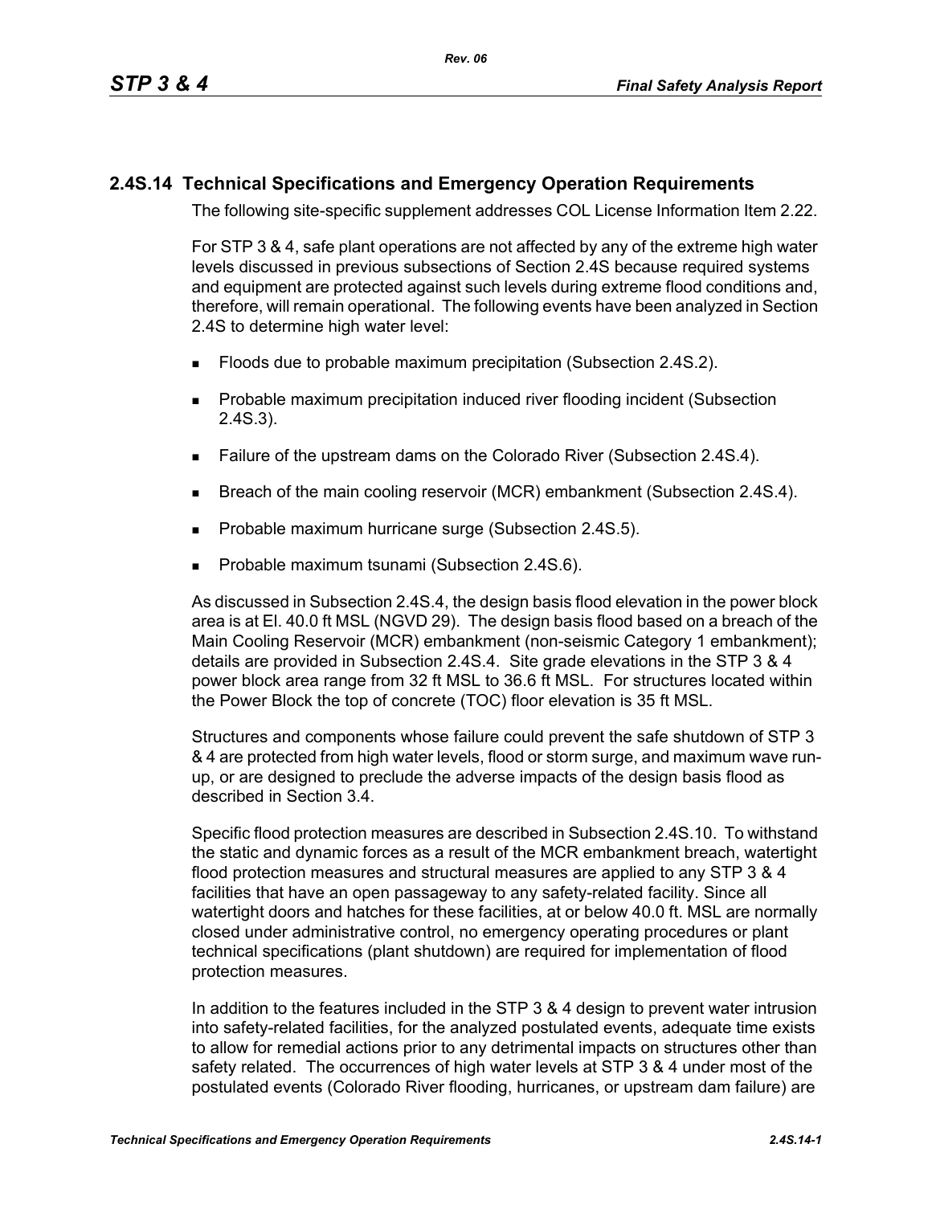## 2.4S.14 Technical Specifications and Emergency Operation Requirements

The following site-specific supplement addresses COL License Information Item 2.22.

For STP 3 & 4, safe plant operations are not affected by any of the extreme high water levels discussed in previous subsections of Section 2.4S because required systems and equipment are protected against such levels during extreme flood conditions and, therefore, will remain operational. The following events have been analyzed in Section 2.4S to determine high water level:

- Floods due to probable maximum precipitation (Subsection 2.4S.2).
- Probable maximum precipitation induced river flooding incident (Subsection 2.4S.3).
- Failure of the upstream dams on the Colorado River (Subsection 2.4S.4).
- Breach of the main cooling reservoir (MCR) embankment (Subsection 2.4S.4).
- Probable maximum hurricane surge (Subsection 2.4S.5).
- Probable maximum tsunami (Subsection 2.4S.6).

As discussed in Subsection 2.4S.4, the design basis flood elevation in the power block area is at El. 40.0 ft MSL (NGVD 29). The design basis flood based on a breach of the Main Cooling Reservoir (MCR) embankment (non-seismic Category 1 embankment); details are provided in Subsection 2.4S.4. Site grade elevations in the STP 3 & 4 power block area range from 32 ft MSL to 36.6 ft MSL. For structures located within the Power Block the top of concrete (TOC) floor elevation is 35 ft MSL.

Structures and components whose failure could prevent the safe shutdown of STP 3 & 4 are protected from high water levels, flood or storm surge, and maximum wave run-up, or are designed to preclude the adverse impacts of the design basis flood as described in Section 3.4.

Specific flood protection measures are described in Subsection 2.4S.10. To withstand the static and dynamic forces as a result of the MCR embankment breach, watertight flood protection measures and structural measures are applied to any STP 3 & 4 facilities that have an open passageway to any safety-related facility. Since all watertight doors and hatches for these facilities, at or below 40.0 ft. MSL are normally closed under administrative control, no emergency operating procedures or plant technical specifications (plant shutdown) are required for implementation of flood protection measures.

In addition to the features included in the STP 3 & 4 design to prevent water intrusion into safety-related facilities, for the analyzed postulated events, adequate time exists to allow for remedial actions prior to any detrimental impacts on structures other than safety related. The occurrences of high water levels at STP 3 & 4 under most of the postulated events (Colorado River flooding, hurricanes, or upstream dam failure) are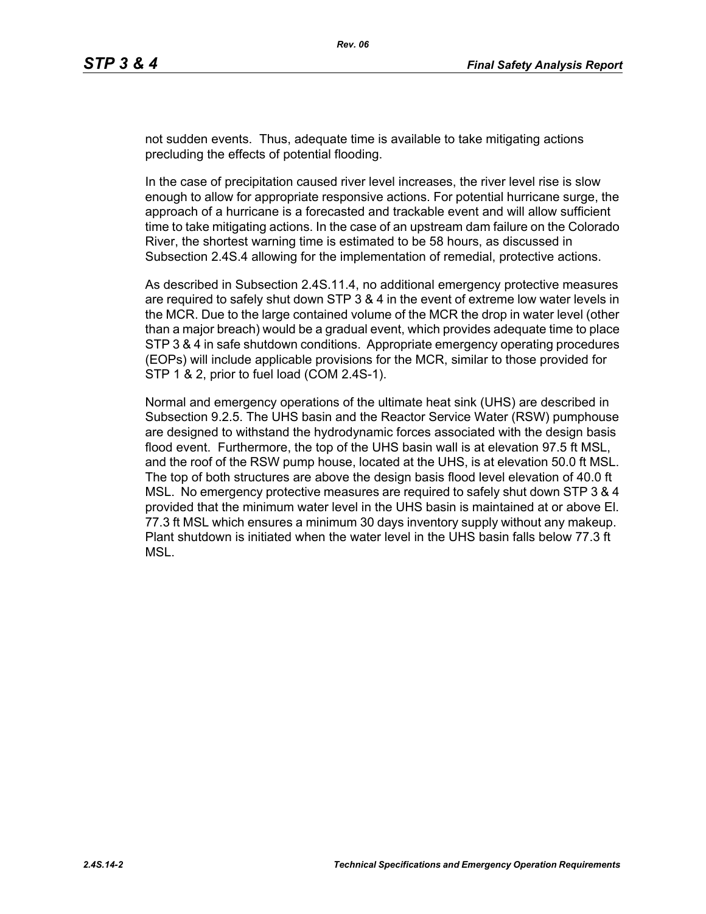not sudden events. Thus, adequate time is available to take mitigating actions precluding the effects of potential flooding.

In the case of precipitation caused river level increases, the river level rise is slow enough to allow for appropriate responsive actions. For potential hurricane surge, the approach of a hurricane is a forecasted and trackable event and will allow sufficient time to take mitigating actions. In the case of an upstream dam failure on the Colorado River, the shortest warning time is estimated to be 58 hours, as discussed in Subsection 2.4S.4 allowing for the implementation of remedial, protective actions.

As described in Subsection 2.4S.11.4, no additional emergency protective measures are required to safely shut down STP 3 & 4 in the event of extreme low water levels in the MCR. Due to the large contained volume of the MCR the drop in water level (other than a major breach) would be a gradual event, which provides adequate time to place STP 3 & 4 in safe shutdown conditions. Appropriate emergency operating procedures (EOPs) will include applicable provisions for the MCR, similar to those provided for STP 1 & 2, prior to fuel load (COM 2.4S-1).

Normal and emergency operations of the ultimate heat sink (UHS) are described in Subsection 9.2.5. The UHS basin and the Reactor Service Water (RSW) pumphouse are designed to withstand the hydrodynamic forces associated with the design basis flood event. Furthermore, the top of the UHS basin wall is at elevation 97.5 ft MSL, and the roof of the RSW pump house, located at the UHS, is at elevation 50.0 ft MSL. The top of both structures are above the design basis flood level elevation of 40.0 ft MSL. No emergency protective measures are required to safely shut down STP 3 & 4 provided that the minimum water level in the UHS basin is maintained at or above El. 77.3 ft MSL which ensures a minimum 30 days inventory supply without any makeup. Plant shutdown is initiated when the water level in the UHS basin falls below 77.3 ft MSL.